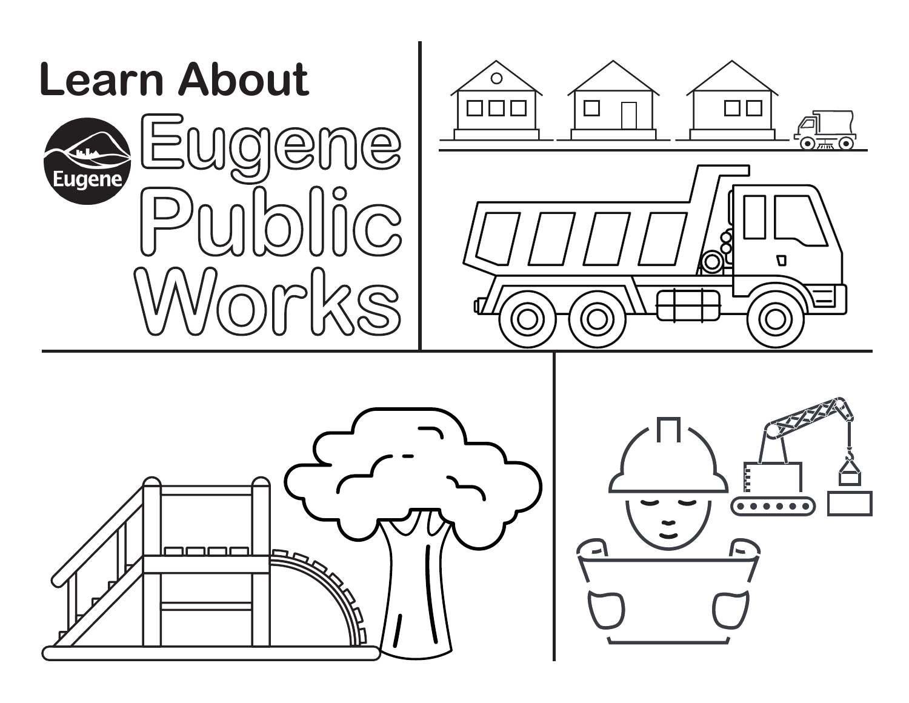# Learn About

# Eugene Public Works

Eugene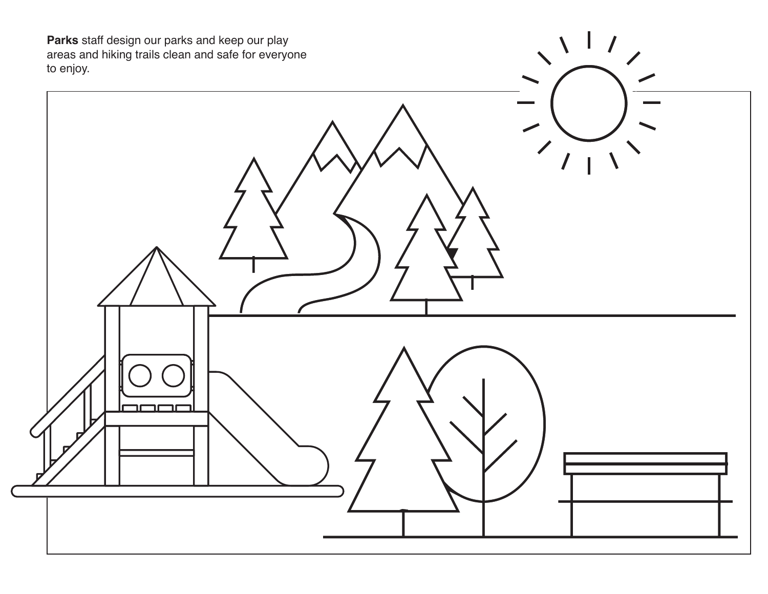**Parks** staff design our parks and keep our play areas and hiking trails clean and safe for everyone to enjoy.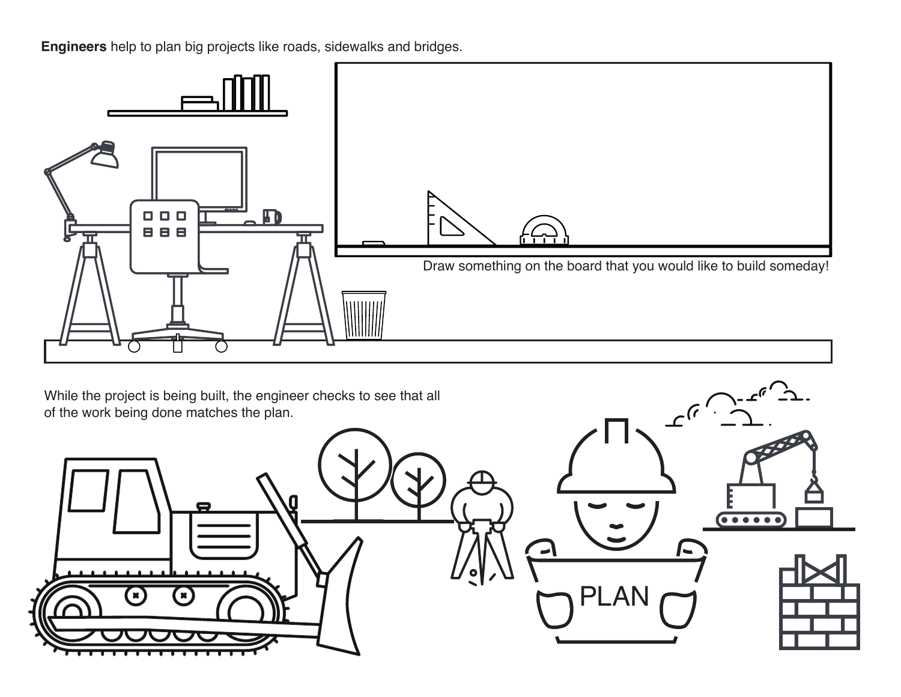**Engineers** help to plan big projects like roads, sidewalks and bridges.

Draw something on the board that you would like to build someday!

While the project is being built, the engineer checks to see that all of the work being done matches the plan.

PLAN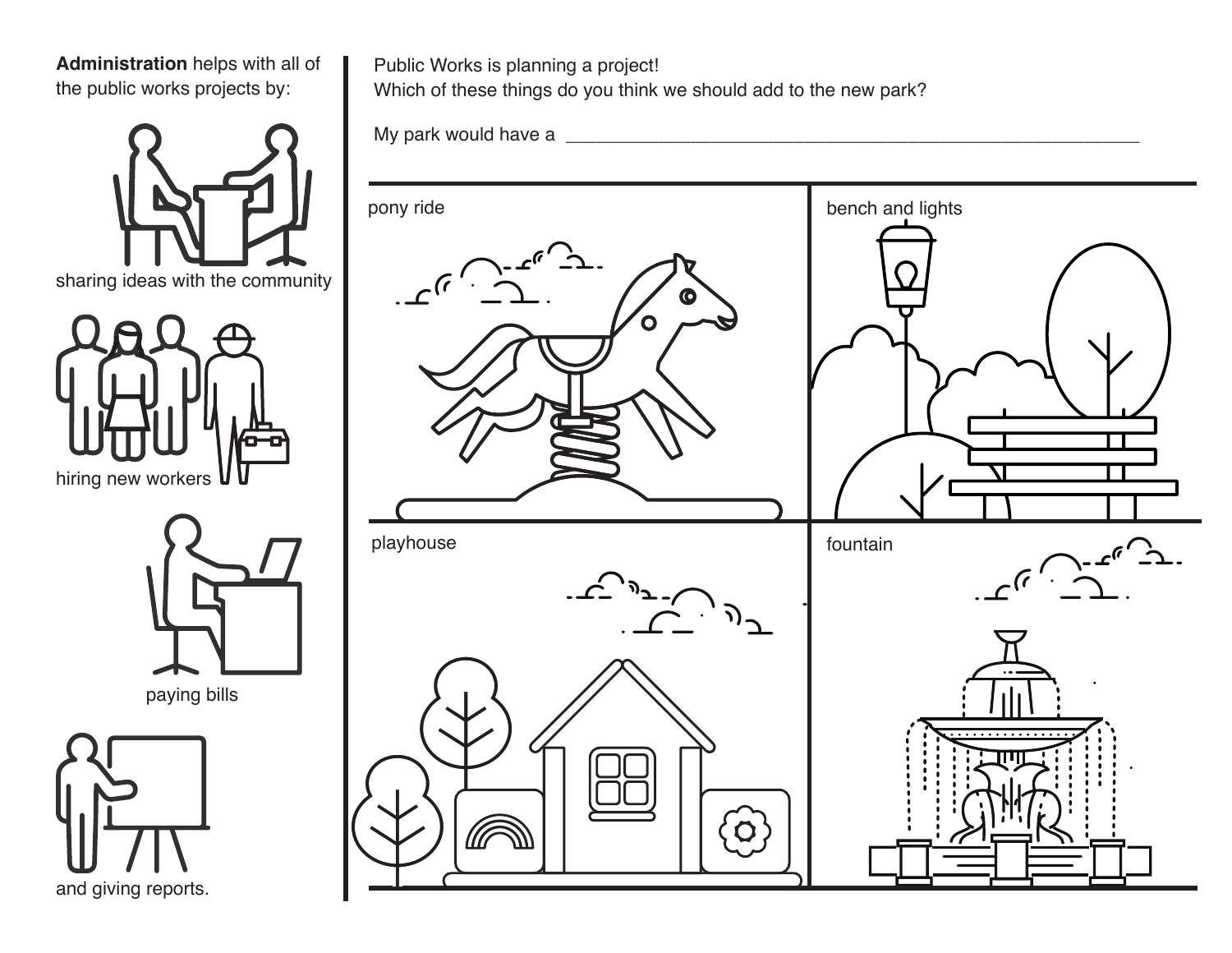**Administration** helps with all of the public works projects by:

sharing ideas with the community

hiring new workers

paying bills

and giving reports.

Public Works is planning a project!
Which of these things do you think we should add to the new park?

My park would have a ____________________________________________

pony ride

bench and lights

playhouse

fountain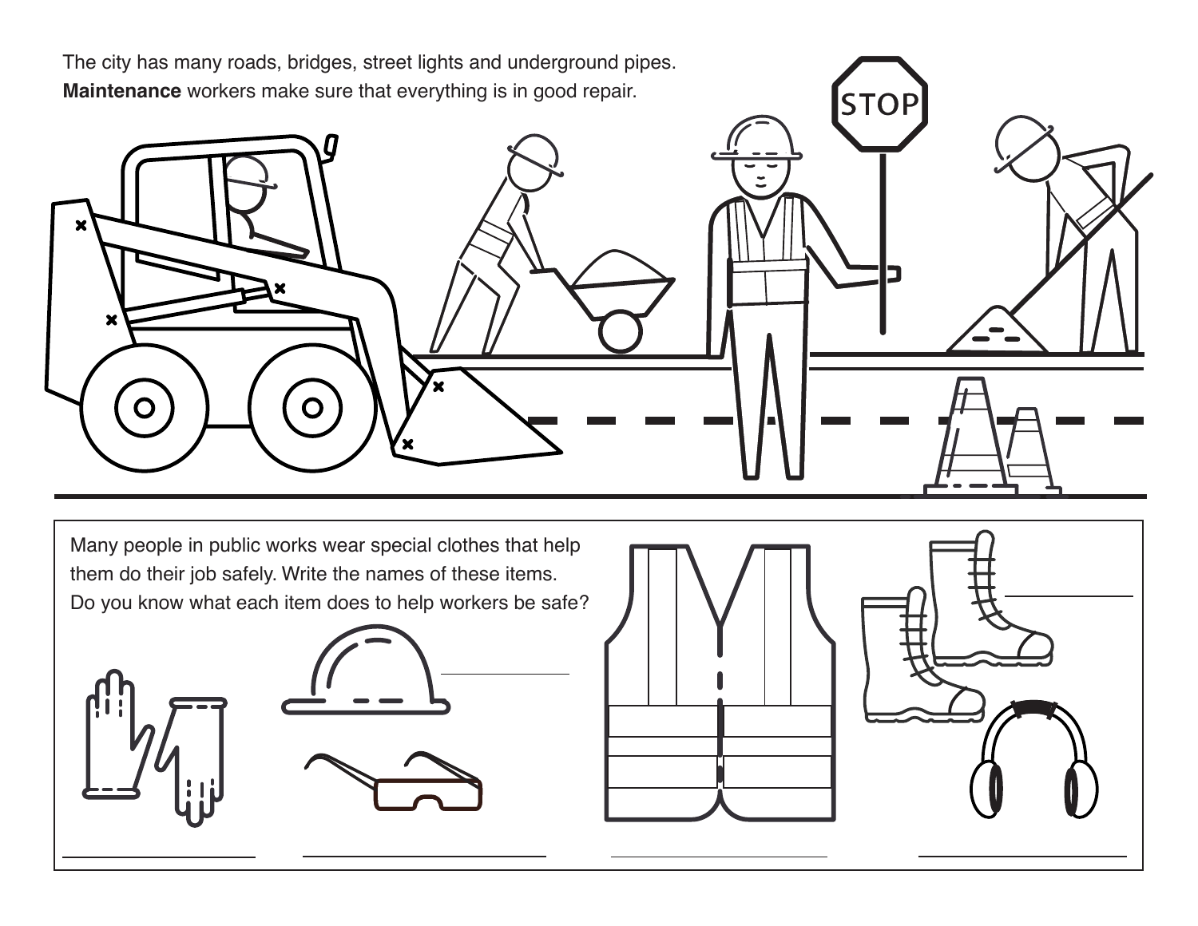The city has many roads, bridges, street lights and underground pipes. **Maintenance** workers make sure that everything is in good repair.

STOP

Many people in public works wear special clothes that help them do their job safely. Write the names of these items. Do you know what each item does to help workers be safe?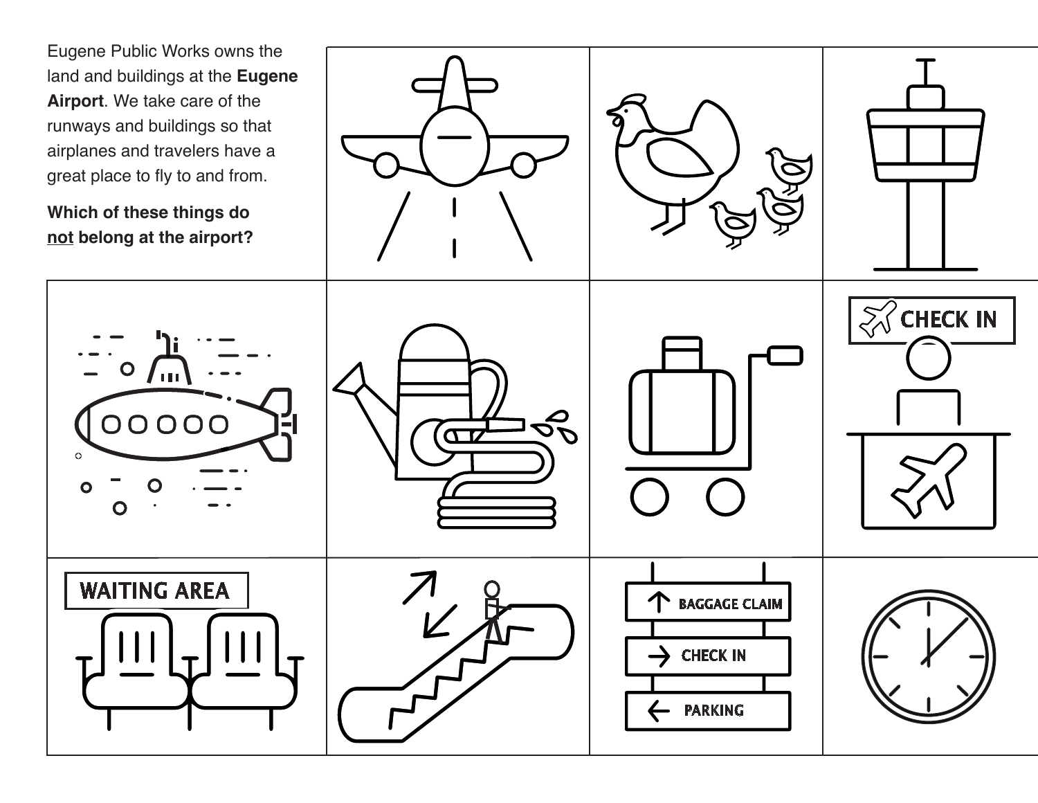Eugene Public Works owns the land and buildings at the **Eugene Airport**. We take care of the runways and buildings so that airplanes and travelers have a great place to fly to and from.

**Which of these things do not belong at the airport?**

CHECK IN

WAITING AREA

BAGGAGE CLAIM

CHECK IN

PARKING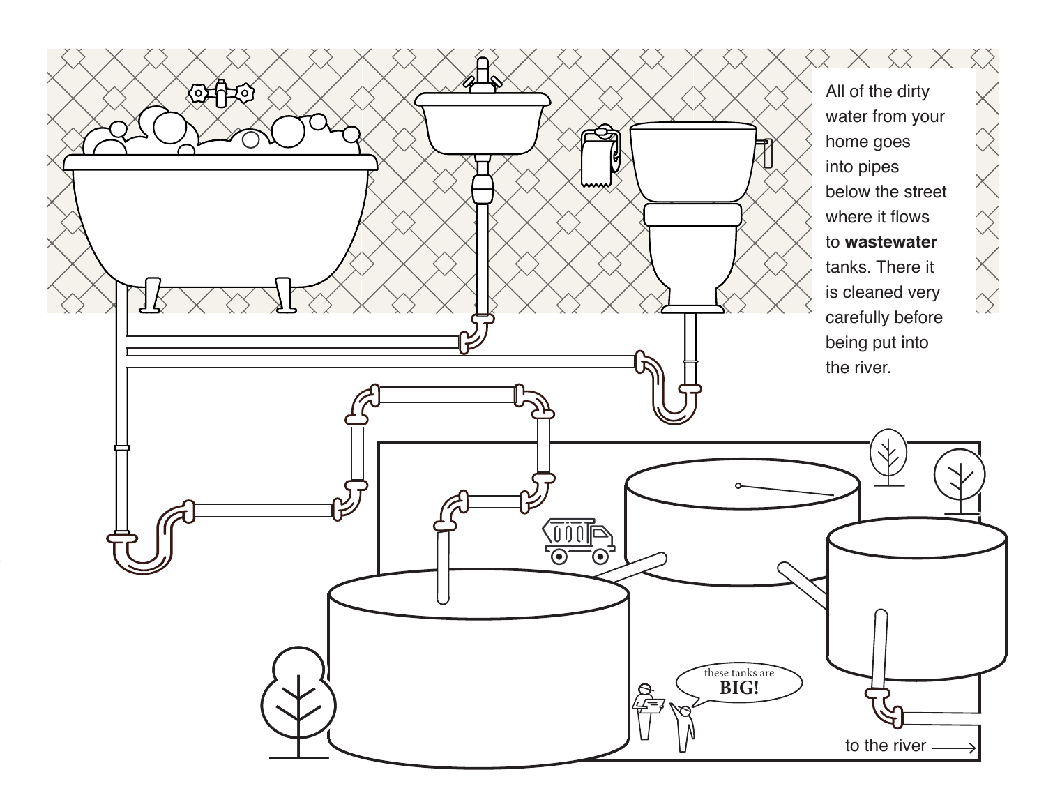All of the dirty water from your home goes into pipes below the street where it flows to **wastewater** tanks. There it is cleaned very carefully before being put into the river.

these tanks are **BIG!**

to the river →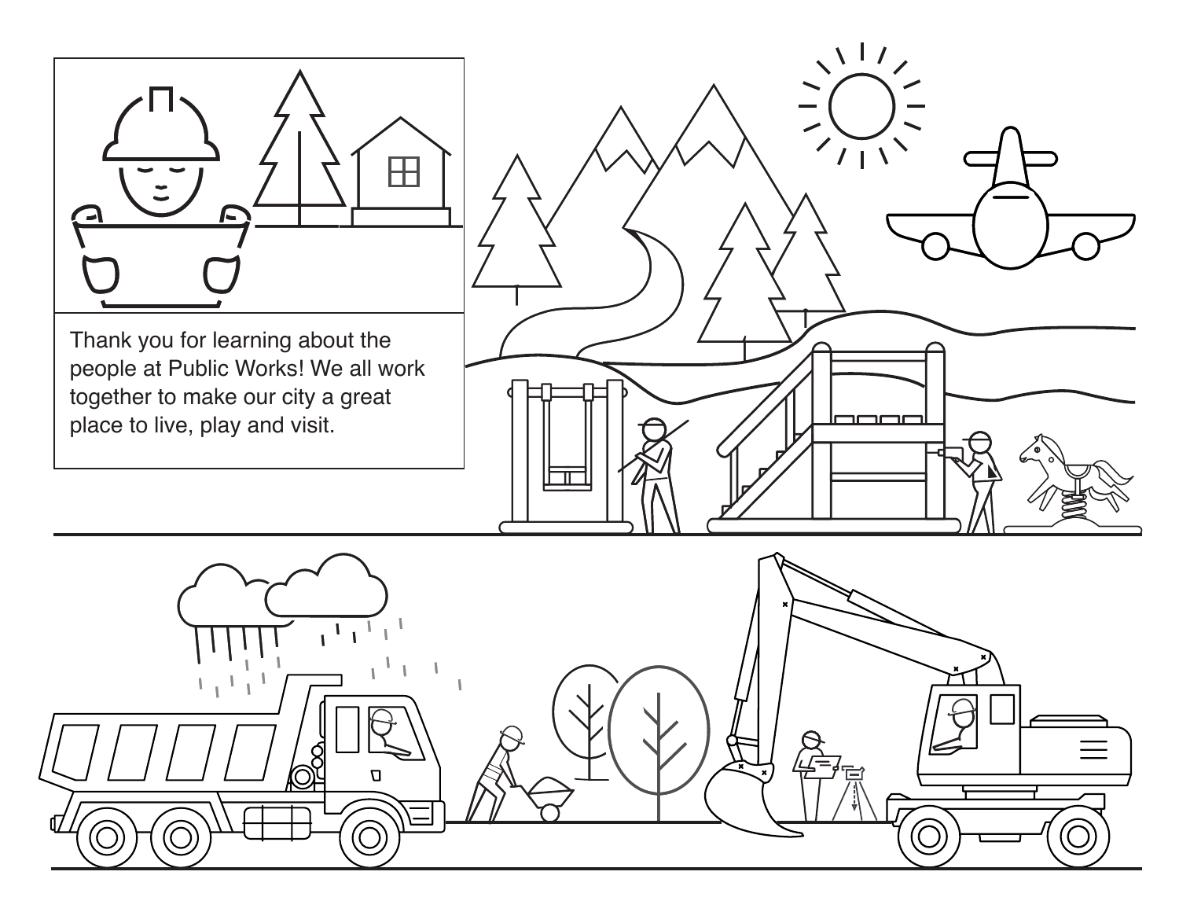Thank you for learning about the people at Public Works! We all work together to make our city a great place to live, play and visit.